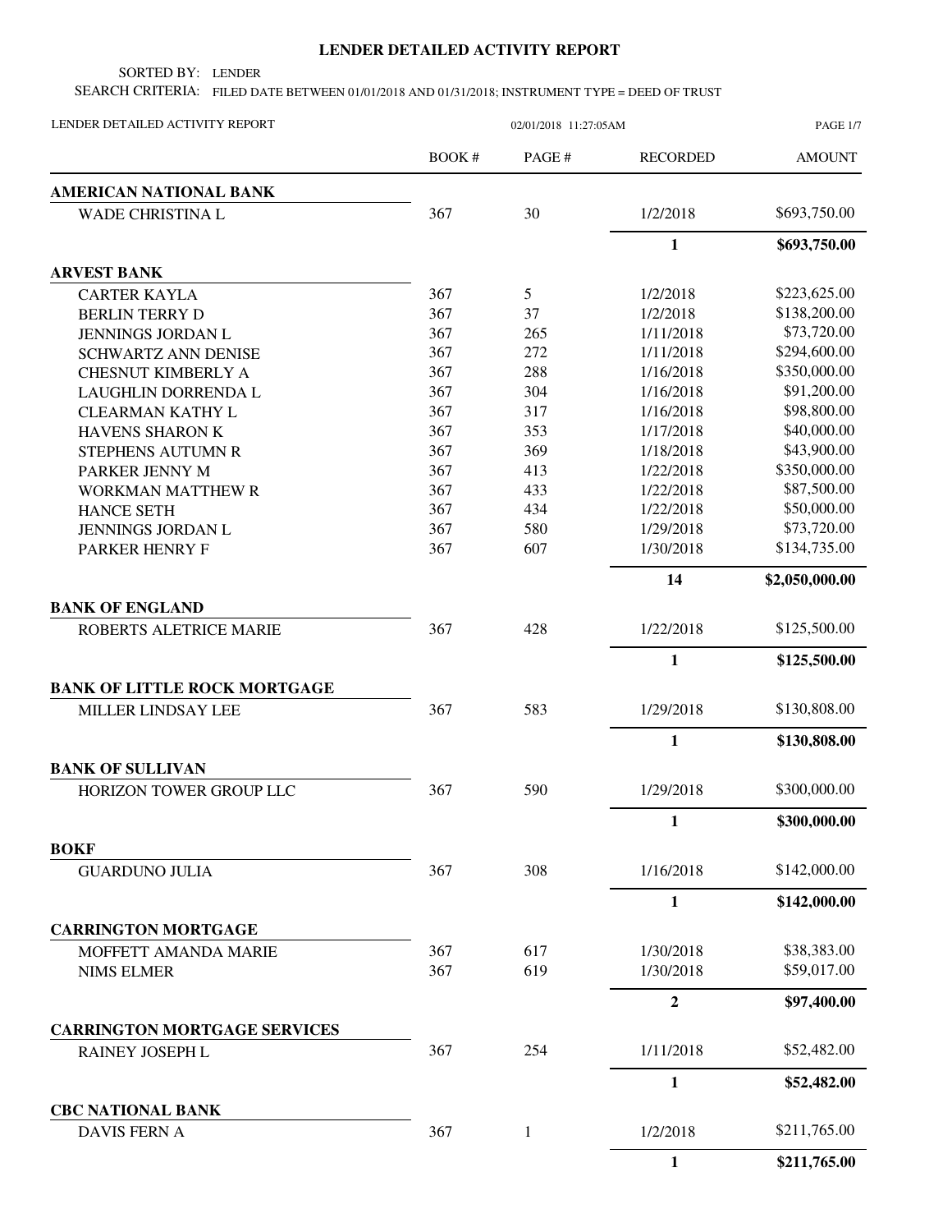# LENDER DETAILED ACTIVITY REPORT

SORTED BY: LENDER

SEARCH CRITERIA: FILED DATE BETWEEN 01/01/2018 AND 01/31/2018; INSTRUMENT TYPE = DEED OF TRUST

LENDER DETAILED ACTIVITY REPORT — 02/01/2018 11:27:05AM

| | BOOK # | PAGE # | RECORDED | AMOUNT |
|---|---|---|---|---|
| **AMERICAN NATIONAL BANK** | | | | |
| WADE CHRISTINA L | 367 | 30 | 1/2/2018 | $693,750.00 |
| | | | **1** | **$693,750.00** |
| **ARVEST BANK** | | | | |
| CARTER KAYLA | 367 | 5 | 1/2/2018 | $223,625.00 |
| BERLIN TERRY D | 367 | 37 | 1/2/2018 | $138,200.00 |
| JENNINGS JORDAN L | 367 | 265 | 1/11/2018 | $73,720.00 |
| SCHWARTZ ANN DENISE | 367 | 272 | 1/11/2018 | $294,600.00 |
| CHESNUT KIMBERLY A | 367 | 288 | 1/16/2018 | $350,000.00 |
| LAUGHLIN DORRENDA L | 367 | 304 | 1/16/2018 | $91,200.00 |
| CLEARMAN KATHY L | 367 | 317 | 1/16/2018 | $98,800.00 |
| HAVENS SHARON K | 367 | 353 | 1/17/2018 | $40,000.00 |
| STEPHENS AUTUMN R | 367 | 369 | 1/18/2018 | $43,900.00 |
| PARKER JENNY M | 367 | 413 | 1/22/2018 | $350,000.00 |
| WORKMAN MATTHEW R | 367 | 433 | 1/22/2018 | $87,500.00 |
| HANCE SETH | 367 | 434 | 1/22/2018 | $50,000.00 |
| JENNINGS JORDAN L | 367 | 580 | 1/29/2018 | $73,720.00 |
| PARKER HENRY F | 367 | 607 | 1/30/2018 | $134,735.00 |
| | | | **14** | **$2,050,000.00** |
| **BANK OF ENGLAND** | | | | |
| ROBERTS ALETRICE MARIE | 367 | 428 | 1/22/2018 | $125,500.00 |
| | | | **1** | **$125,500.00** |
| **BANK OF LITTLE ROCK MORTGAGE** | | | | |
| MILLER LINDSAY LEE | 367 | 583 | 1/29/2018 | $130,808.00 |
| | | | **1** | **$130,808.00** |
| **BANK OF SULLIVAN** | | | | |
| HORIZON TOWER GROUP LLC | 367 | 590 | 1/29/2018 | $300,000.00 |
| | | | **1** | **$300,000.00** |
| **BOKF** | | | | |
| GUARDUNO JULIA | 367 | 308 | 1/16/2018 | $142,000.00 |
| | | | **1** | **$142,000.00** |
| **CARRINGTON MORTGAGE** | | | | |
| MOFFETT AMANDA MARIE | 367 | 617 | 1/30/2018 | $38,383.00 |
| NIMS ELMER | 367 | 619 | 1/30/2018 | $59,017.00 |
| | | | **2** | **$97,400.00** |
| **CARRINGTON MORTGAGE SERVICES** | | | | |
| RAINEY JOSEPH L | 367 | 254 | 1/11/2018 | $52,482.00 |
| | | | **1** | **$52,482.00** |
| **CBC NATIONAL BANK** | | | | |
| DAVIS FERN A | 367 | 1 | 1/2/2018 | $211,765.00 |
| | | | **1** | **$211,765.00** |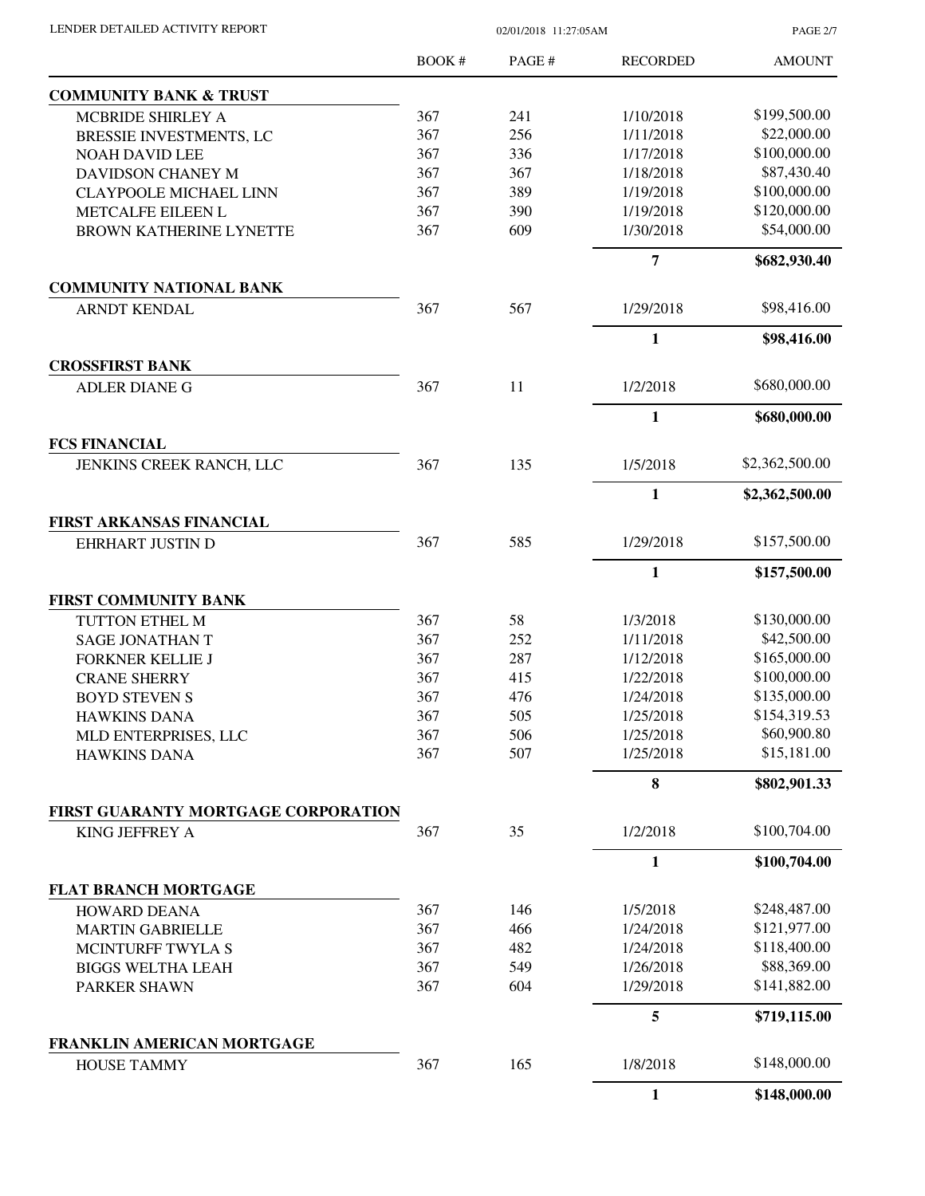| | BOOK # | PAGE # | RECORDED | AMOUNT |
|---|---|---|---|---|
| **COMMUNITY BANK & TRUST** | | | | |
| MCBRIDE SHIRLEY A | 367 | 241 | 1/10/2018 | $199,500.00 |
| BRESSIE INVESTMENTS, LC | 367 | 256 | 1/11/2018 | $22,000.00 |
| NOAH DAVID LEE | 367 | 336 | 1/17/2018 | $100,000.00 |
| DAVIDSON CHANEY M | 367 | 367 | 1/18/2018 | $87,430.40 |
| CLAYPOOLE MICHAEL LINN | 367 | 389 | 1/19/2018 | $100,000.00 |
| METCALFE EILEEN L | 367 | 390 | 1/19/2018 | $120,000.00 |
| BROWN KATHERINE LYNETTE | 367 | 609 | 1/30/2018 | $54,000.00 |
| | | | **7** | **$682,930.40** |
| **COMMUNITY NATIONAL BANK** | | | | |
| ARNDT KENDAL | 367 | 567 | 1/29/2018 | $98,416.00 |
| | | | **1** | **$98,416.00** |
| **CROSSFIRST BANK** | | | | |
| ADLER DIANE G | 367 | 11 | 1/2/2018 | $680,000.00 |
| | | | **1** | **$680,000.00** |
| **FCS FINANCIAL** | | | | |
| JENKINS CREEK RANCH, LLC | 367 | 135 | 1/5/2018 | $2,362,500.00 |
| | | | **1** | **$2,362,500.00** |
| **FIRST ARKANSAS FINANCIAL** | | | | |
| EHRHART JUSTIN D | 367 | 585 | 1/29/2018 | $157,500.00 |
| | | | **1** | **$157,500.00** |
| **FIRST COMMUNITY BANK** | | | | |
| TUTTON ETHEL M | 367 | 58 | 1/3/2018 | $130,000.00 |
| SAGE JONATHAN T | 367 | 252 | 1/11/2018 | $42,500.00 |
| FORKNER KELLIE J | 367 | 287 | 1/12/2018 | $165,000.00 |
| CRANE SHERRY | 367 | 415 | 1/22/2018 | $100,000.00 |
| BOYD STEVEN S | 367 | 476 | 1/24/2018 | $135,000.00 |
| HAWKINS DANA | 367 | 505 | 1/25/2018 | $154,319.53 |
| MLD ENTERPRISES, LLC | 367 | 506 | 1/25/2018 | $60,900.80 |
| HAWKINS DANA | 367 | 507 | 1/25/2018 | $15,181.00 |
| | | | **8** | **$802,901.33** |
| **FIRST GUARANTY MORTGAGE CORPORATION** | | | | |
| KING JEFFREY A | 367 | 35 | 1/2/2018 | $100,704.00 |
| | | | **1** | **$100,704.00** |
| **FLAT BRANCH MORTGAGE** | | | | |
| HOWARD DEANA | 367 | 146 | 1/5/2018 | $248,487.00 |
| MARTIN GABRIELLE | 367 | 466 | 1/24/2018 | $121,977.00 |
| MCINTURFF TWYLA S | 367 | 482 | 1/24/2018 | $118,400.00 |
| BIGGS WELTHA LEAH | 367 | 549 | 1/26/2018 | $88,369.00 |
| PARKER SHAWN | 367 | 604 | 1/29/2018 | $141,882.00 |
| | | | **5** | **$719,115.00** |
| **FRANKLIN AMERICAN MORTGAGE** | | | | |
| HOUSE TAMMY | 367 | 165 | 1/8/2018 | $148,000.00 |
| | | | **1** | **$148,000.00** |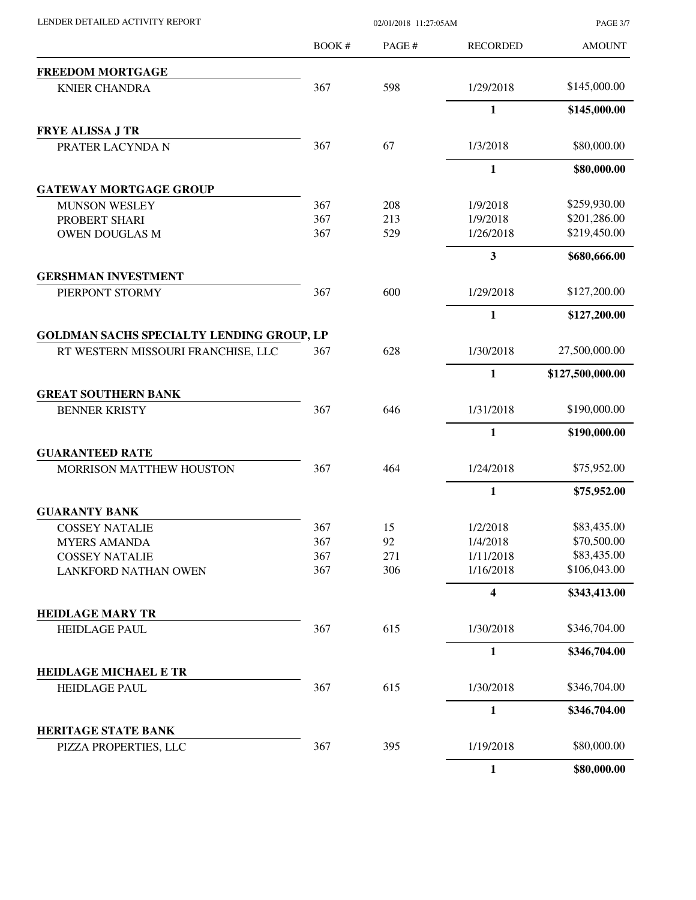LENDER DETAILED ACTIVITY REPORT

02/01/2018 11:27:05AM

| | BOOK # | PAGE # | RECORDED | AMOUNT |
|---|---|---|---|---|
| **FREEDOM MORTGAGE** | | | | |
| KNIER CHANDRA | 367 | 598 | 1/29/2018 | $145,000.00 |
| | | | **1** | **$145,000.00** |
| **FRYE ALISSA J TR** | | | | |
| PRATER LACYNDA N | 367 | 67 | 1/3/2018 | $80,000.00 |
| | | | **1** | **$80,000.00** |
| **GATEWAY MORTGAGE GROUP** | | | | |
| MUNSON WESLEY | 367 | 208 | 1/9/2018 | $259,930.00 |
| PROBERT SHARI | 367 | 213 | 1/9/2018 | $201,286.00 |
| OWEN DOUGLAS M | 367 | 529 | 1/26/2018 | $219,450.00 |
| | | | **3** | **$680,666.00** |
| **GERSHMAN INVESTMENT** | | | | |
| PIERPONT STORMY | 367 | 600 | 1/29/2018 | $127,200.00 |
| | | | **1** | **$127,200.00** |
| **GOLDMAN SACHS SPECIALTY LENDING GROUP, LP** | | | | |
| RT WESTERN MISSOURI FRANCHISE, LLC | 367 | 628 | 1/30/2018 | 27,500,000.00 |
| | | | **1** | **$127,500,000.00** |
| **GREAT SOUTHERN BANK** | | | | |
| BENNER KRISTY | 367 | 646 | 1/31/2018 | $190,000.00 |
| | | | **1** | **$190,000.00** |
| **GUARANTEED RATE** | | | | |
| MORRISON MATTHEW HOUSTON | 367 | 464 | 1/24/2018 | $75,952.00 |
| | | | **1** | **$75,952.00** |
| **GUARANTY BANK** | | | | |
| COSSEY NATALIE | 367 | 15 | 1/2/2018 | $83,435.00 |
| MYERS AMANDA | 367 | 92 | 1/4/2018 | $70,500.00 |
| COSSEY NATALIE | 367 | 271 | 1/11/2018 | $83,435.00 |
| LANKFORD NATHAN OWEN | 367 | 306 | 1/16/2018 | $106,043.00 |
| | | | **4** | **$343,413.00** |
| **HEIDLAGE MARY TR** | | | | |
| HEIDLAGE PAUL | 367 | 615 | 1/30/2018 | $346,704.00 |
| | | | **1** | **$346,704.00** |
| **HEIDLAGE MICHAEL E TR** | | | | |
| HEIDLAGE PAUL | 367 | 615 | 1/30/2018 | $346,704.00 |
| | | | **1** | **$346,704.00** |
| **HERITAGE STATE BANK** | | | | |
| PIZZA PROPERTIES, LLC | 367 | 395 | 1/19/2018 | $80,000.00 |
| | | | **1** | **$80,000.00** |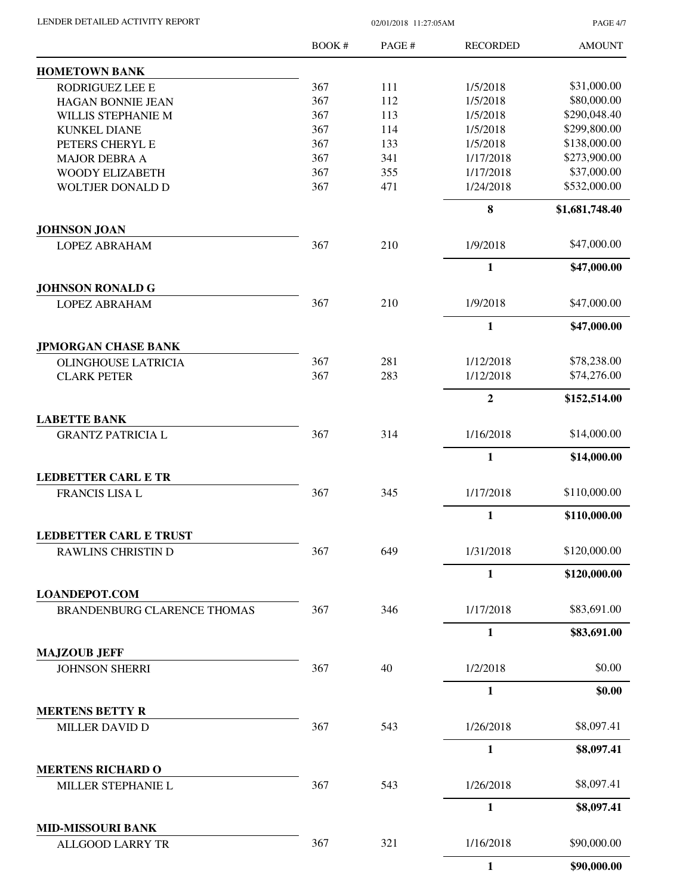| | BOOK # | PAGE # | RECORDED | AMOUNT |
|---|---|---|---|---|
| **HOMETOWN BANK** | | | | |
| RODRIGUEZ LEE E | 367 | 111 | 1/5/2018 | $31,000.00 |
| HAGAN BONNIE JEAN | 367 | 112 | 1/5/2018 | $80,000.00 |
| WILLIS STEPHANIE M | 367 | 113 | 1/5/2018 | $290,048.40 |
| KUNKEL DIANE | 367 | 114 | 1/5/2018 | $299,800.00 |
| PETERS CHERYL E | 367 | 133 | 1/5/2018 | $138,000.00 |
| MAJOR DEBRA A | 367 | 341 | 1/17/2018 | $273,900.00 |
| WOODY ELIZABETH | 367 | 355 | 1/17/2018 | $37,000.00 |
| WOLTJER DONALD D | 367 | 471 | 1/24/2018 | $532,000.00 |
| | | | **8** | **$1,681,748.40** |
| **JOHNSON JOAN** | | | | |
| LOPEZ ABRAHAM | 367 | 210 | 1/9/2018 | $47,000.00 |
| | | | **1** | **$47,000.00** |
| **JOHNSON RONALD G** | | | | |
| LOPEZ ABRAHAM | 367 | 210 | 1/9/2018 | $47,000.00 |
| | | | **1** | **$47,000.00** |
| **JPMORGAN CHASE BANK** | | | | |
| OLINGHOUSE LATRICIA | 367 | 281 | 1/12/2018 | $78,238.00 |
| CLARK PETER | 367 | 283 | 1/12/2018 | $74,276.00 |
| | | | **2** | **$152,514.00** |
| **LABETTE BANK** | | | | |
| GRANTZ PATRICIA L | 367 | 314 | 1/16/2018 | $14,000.00 |
| | | | **1** | **$14,000.00** |
| **LEDBETTER CARL E TR** | | | | |
| FRANCIS LISA L | 367 | 345 | 1/17/2018 | $110,000.00 |
| | | | **1** | **$110,000.00** |
| **LEDBETTER CARL E TRUST** | | | | |
| RAWLINS CHRISTIN D | 367 | 649 | 1/31/2018 | $120,000.00 |
| | | | **1** | **$120,000.00** |
| **LOANDEPOT.COM** | | | | |
| BRANDENBURG CLARENCE THOMAS | 367 | 346 | 1/17/2018 | $83,691.00 |
| | | | **1** | **$83,691.00** |
| **MAJZOUB JEFF** | | | | |
| JOHNSON SHERRI | 367 | 40 | 1/2/2018 | $0.00 |
| | | | **1** | **$0.00** |
| **MERTENS BETTY R** | | | | |
| MILLER DAVID D | 367 | 543 | 1/26/2018 | $8,097.41 |
| | | | **1** | **$8,097.41** |
| **MERTENS RICHARD O** | | | | |
| MILLER STEPHANIE L | 367 | 543 | 1/26/2018 | $8,097.41 |
| | | | **1** | **$8,097.41** |
| **MID-MISSOURI BANK** | | | | |
| ALLGOOD LARRY TR | 367 | 321 | 1/16/2018 | $90,000.00 |
| | | | **1** | **$90,000.00** |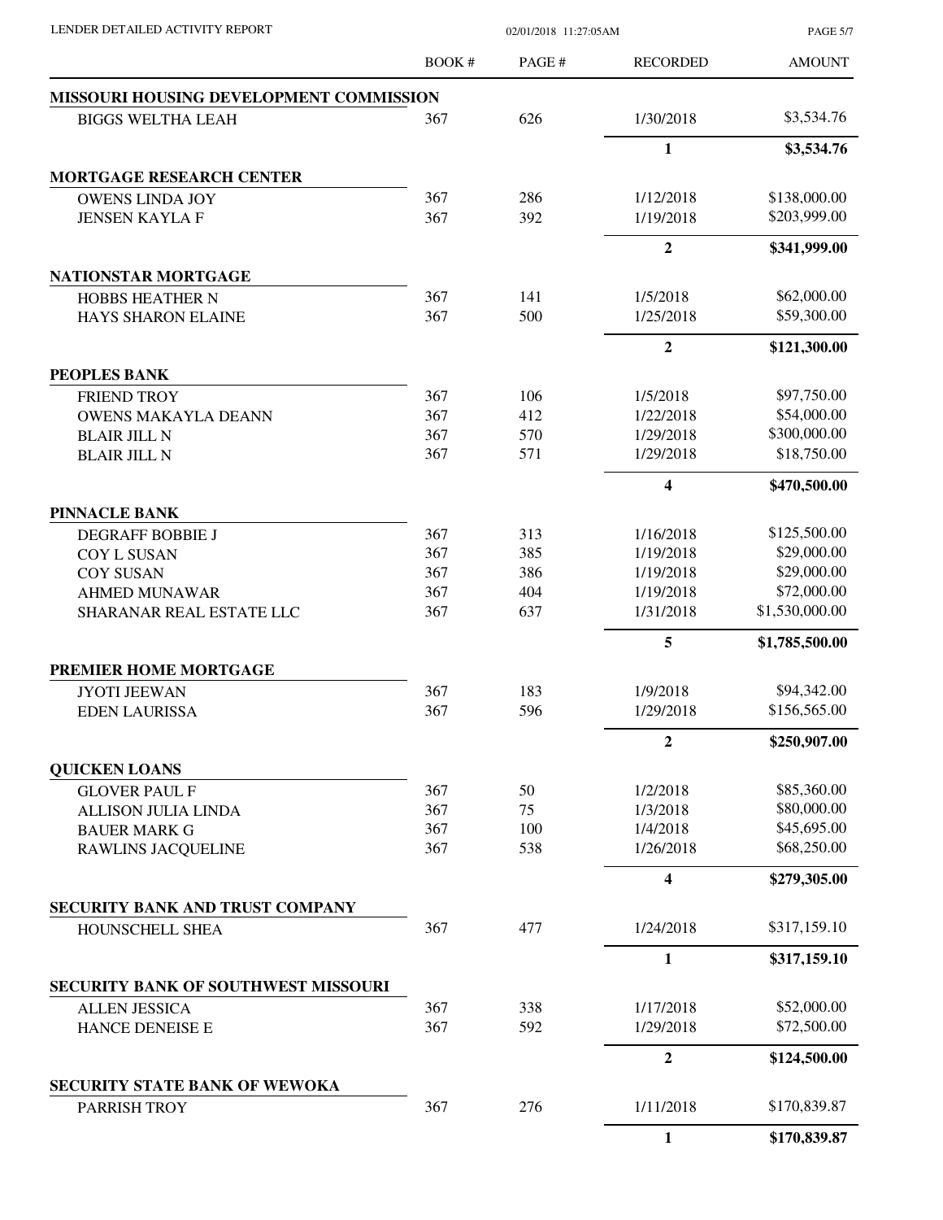| | BOOK # | PAGE # | RECORDED | AMOUNT |
|---|---|---|---|---|
| **MISSOURI HOUSING DEVELOPMENT COMMISSION** | | | | |
| BIGGS WELTHA LEAH | 367 | 626 | 1/30/2018 | $3,534.76 |
| | | | **1** | **$3,534.76** |
| **MORTGAGE RESEARCH CENTER** | | | | |
| OWENS LINDA JOY | 367 | 286 | 1/12/2018 | $138,000.00 |
| JENSEN KAYLA F | 367 | 392 | 1/19/2018 | $203,999.00 |
| | | | **2** | **$341,999.00** |
| **NATIONSTAR MORTGAGE** | | | | |
| HOBBS HEATHER N | 367 | 141 | 1/5/2018 | $62,000.00 |
| HAYS SHARON ELAINE | 367 | 500 | 1/25/2018 | $59,300.00 |
| | | | **2** | **$121,300.00** |
| **PEOPLES BANK** | | | | |
| FRIEND TROY | 367 | 106 | 1/5/2018 | $97,750.00 |
| OWENS MAKAYLA DEANN | 367 | 412 | 1/22/2018 | $54,000.00 |
| BLAIR JILL N | 367 | 570 | 1/29/2018 | $300,000.00 |
| BLAIR JILL N | 367 | 571 | 1/29/2018 | $18,750.00 |
| | | | **4** | **$470,500.00** |
| **PINNACLE BANK** | | | | |
| DEGRAFF BOBBIE J | 367 | 313 | 1/16/2018 | $125,500.00 |
| COY L SUSAN | 367 | 385 | 1/19/2018 | $29,000.00 |
| COY SUSAN | 367 | 386 | 1/19/2018 | $29,000.00 |
| AHMED MUNAWAR | 367 | 404 | 1/19/2018 | $72,000.00 |
| SHARANAR REAL ESTATE LLC | 367 | 637 | 1/31/2018 | $1,530,000.00 |
| | | | **5** | **$1,785,500.00** |
| **PREMIER HOME MORTGAGE** | | | | |
| JYOTI JEEWAN | 367 | 183 | 1/9/2018 | $94,342.00 |
| EDEN LAURISSA | 367 | 596 | 1/29/2018 | $156,565.00 |
| | | | **2** | **$250,907.00** |
| **QUICKEN LOANS** | | | | |
| GLOVER PAUL F | 367 | 50 | 1/2/2018 | $85,360.00 |
| ALLISON JULIA LINDA | 367 | 75 | 1/3/2018 | $80,000.00 |
| BAUER MARK G | 367 | 100 | 1/4/2018 | $45,695.00 |
| RAWLINS JACQUELINE | 367 | 538 | 1/26/2018 | $68,250.00 |
| | | | **4** | **$279,305.00** |
| **SECURITY BANK AND TRUST COMPANY** | | | | |
| HOUNSCHELL SHEA | 367 | 477 | 1/24/2018 | $317,159.10 |
| | | | **1** | **$317,159.10** |
| **SECURITY BANK OF SOUTHWEST MISSOURI** | | | | |
| ALLEN JESSICA | 367 | 338 | 1/17/2018 | $52,000.00 |
| HANCE DENEISE E | 367 | 592 | 1/29/2018 | $72,500.00 |
| | | | **2** | **$124,500.00** |
| **SECURITY STATE BANK OF WEWOKA** | | | | |
| PARRISH TROY | 367 | 276 | 1/11/2018 | $170,839.87 |
| | | | **1** | **$170,839.87** |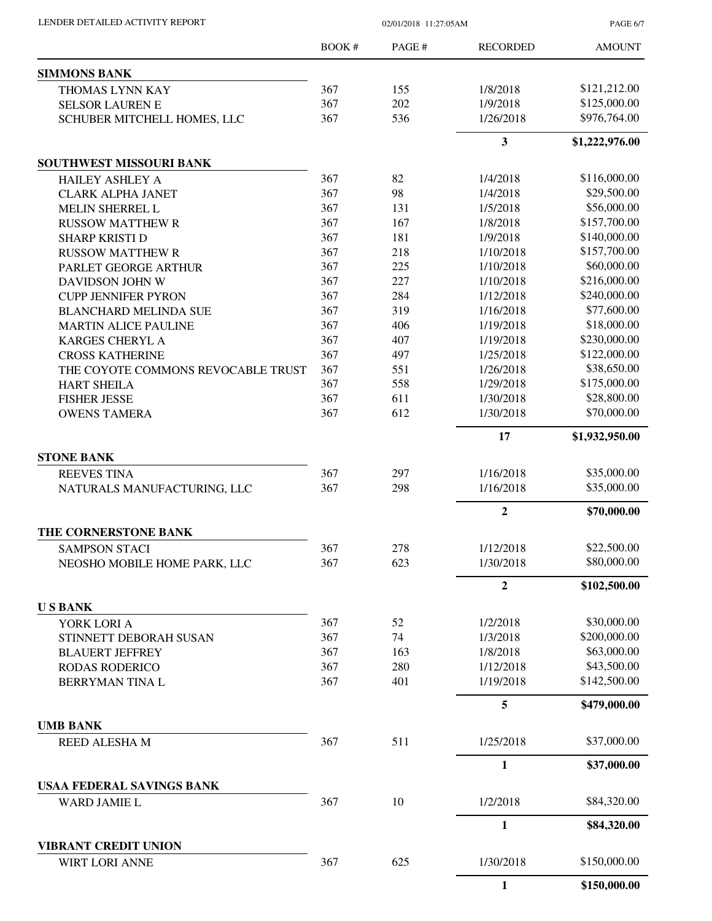| | BOOK # | PAGE # | RECORDED | AMOUNT |
|---|---|---|---|---|
| **SIMMONS BANK** | | | | |
| THOMAS LYNN KAY | 367 | 155 | 1/8/2018 | $121,212.00 |
| SELSOR LAUREN E | 367 | 202 | 1/9/2018 | $125,000.00 |
| SCHUBER MITCHELL HOMES, LLC | 367 | 536 | 1/26/2018 | $976,764.00 |
| | | | **3** | **$1,222,976.00** |
| **SOUTHWEST MISSOURI BANK** | | | | |
| HAILEY ASHLEY A | 367 | 82 | 1/4/2018 | $116,000.00 |
| CLARK ALPHA JANET | 367 | 98 | 1/4/2018 | $29,500.00 |
| MELIN SHERREL L | 367 | 131 | 1/5/2018 | $56,000.00 |
| RUSSOW MATTHEW R | 367 | 167 | 1/8/2018 | $157,700.00 |
| SHARP KRISTI D | 367 | 181 | 1/9/2018 | $140,000.00 |
| RUSSOW MATTHEW R | 367 | 218 | 1/10/2018 | $157,700.00 |
| PARLET GEORGE ARTHUR | 367 | 225 | 1/10/2018 | $60,000.00 |
| DAVIDSON JOHN W | 367 | 227 | 1/10/2018 | $216,000.00 |
| CUPP JENNIFER PYRON | 367 | 284 | 1/12/2018 | $240,000.00 |
| BLANCHARD MELINDA SUE | 367 | 319 | 1/16/2018 | $77,600.00 |
| MARTIN ALICE PAULINE | 367 | 406 | 1/19/2018 | $18,000.00 |
| KARGES CHERYL A | 367 | 407 | 1/19/2018 | $230,000.00 |
| CROSS KATHERINE | 367 | 497 | 1/25/2018 | $122,000.00 |
| THE COYOTE COMMONS REVOCABLE TRUST | 367 | 551 | 1/26/2018 | $38,650.00 |
| HART SHEILA | 367 | 558 | 1/29/2018 | $175,000.00 |
| FISHER JESSE | 367 | 611 | 1/30/2018 | $28,800.00 |
| OWENS TAMERA | 367 | 612 | 1/30/2018 | $70,000.00 |
| | | | **17** | **$1,932,950.00** |
| **STONE BANK** | | | | |
| REEVES TINA | 367 | 297 | 1/16/2018 | $35,000.00 |
| NATURALS MANUFACTURING, LLC | 367 | 298 | 1/16/2018 | $35,000.00 |
| | | | **2** | **$70,000.00** |
| **THE CORNERSTONE BANK** | | | | |
| SAMPSON STACI | 367 | 278 | 1/12/2018 | $22,500.00 |
| NEOSHO MOBILE HOME PARK, LLC | 367 | 623 | 1/30/2018 | $80,000.00 |
| | | | **2** | **$102,500.00** |
| **U S BANK** | | | | |
| YORK LORI A | 367 | 52 | 1/2/2018 | $30,000.00 |
| STINNETT DEBORAH SUSAN | 367 | 74 | 1/3/2018 | $200,000.00 |
| BLAUERT JEFFREY | 367 | 163 | 1/8/2018 | $63,000.00 |
| RODAS RODERICO | 367 | 280 | 1/12/2018 | $43,500.00 |
| BERRYMAN TINA L | 367 | 401 | 1/19/2018 | $142,500.00 |
| | | | **5** | **$479,000.00** |
| **UMB BANK** | | | | |
| REED ALESHA M | 367 | 511 | 1/25/2018 | $37,000.00 |
| | | | **1** | **$37,000.00** |
| **USAA FEDERAL SAVINGS BANK** | | | | |
| WARD JAMIE L | 367 | 10 | 1/2/2018 | $84,320.00 |
| | | | **1** | **$84,320.00** |
| **VIBRANT CREDIT UNION** | | | | |
| WIRT LORI ANNE | 367 | 625 | 1/30/2018 | $150,000.00 |
| | | | **1** | **$150,000.00** |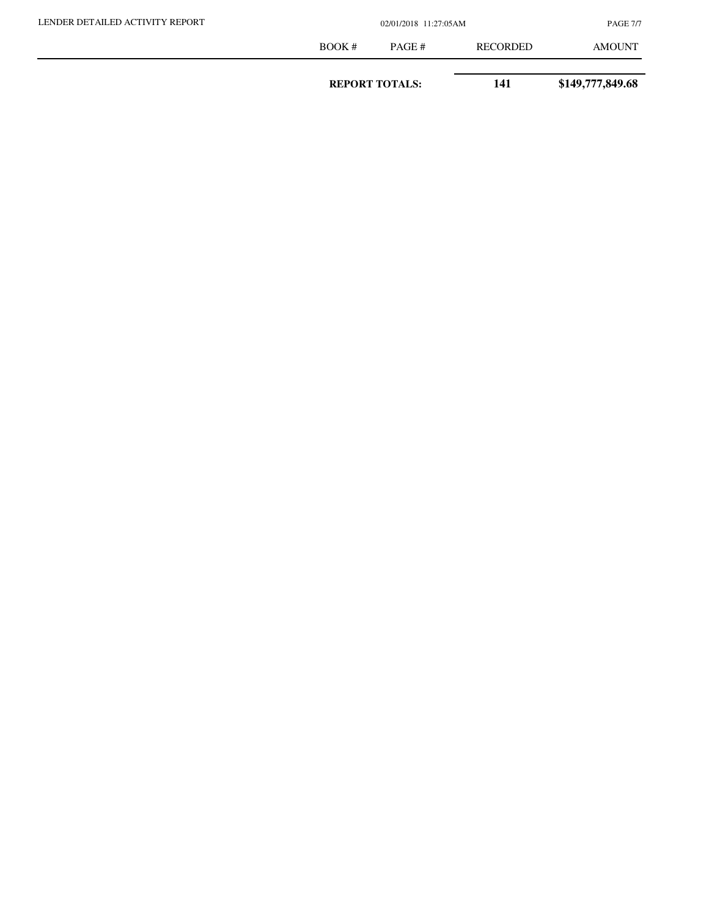| BOOK # | PAGE # | RECORDED | AMOUNT |
| --- | --- | --- | --- |
| **REPORT TOTALS:** | | **141** | **$149,777,849.68** |